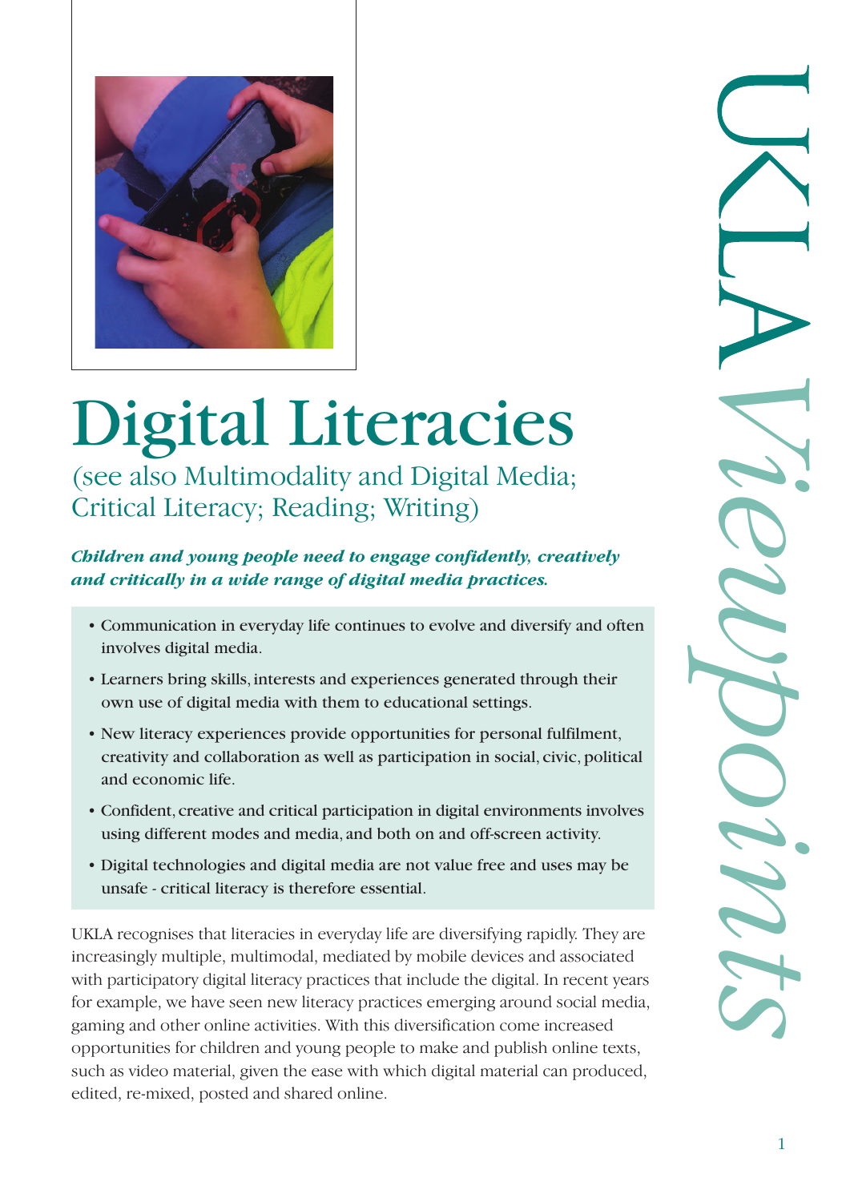# Digital Literacies

## (see also Multimodality and Digital Media; Critical Literacy; Reading; Writing)

***Children and young people need to engage confidently, creatively and critically in a wide range of digital media practices.***

- Communication in everyday life continues to evolve and diversify and often involves digital media.
- Learners bring skills, interests and experiences generated through their own use of digital media with them to educational settings.
- New literacy experiences provide opportunities for personal fulfilment, creativity and collaboration as well as participation in social, civic, political and economic life.
- Confident, creative and critical participation in digital environments involves using different modes and media, and both on and off-screen activity.
- Digital technologies and digital media are not value free and uses may be unsafe - critical literacy is therefore essential.

UKLA recognises that literacies in everyday life are diversifying rapidly. They are increasingly multiple, multimodal, mediated by mobile devices and associated with participatory digital literacy practices that include the digital. In recent years for example, we have seen new literacy practices emerging around social media, gaming and other online activities. With this diversification come increased opportunities for children and young people to make and publish online texts, such as video material, given the ease with which digital material can produced, edited, re-mixed, posted and shared online.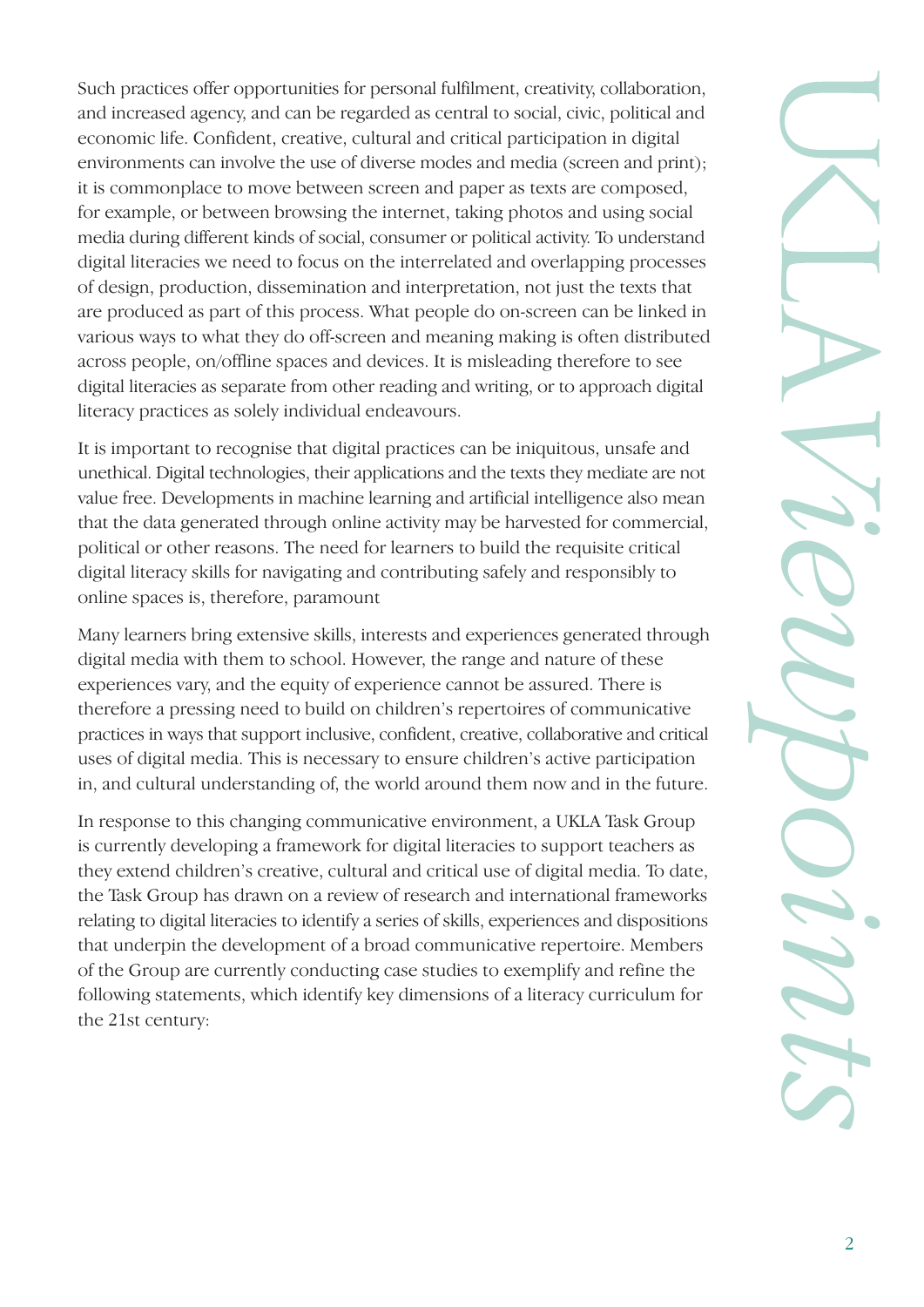Such practices offer opportunities for personal fulfilment, creativity, collaboration, and increased agency, and can be regarded as central to social, civic, political and economic life. Confident, creative, cultural and critical participation in digital environments can involve the use of diverse modes and media (screen and print); it is commonplace to move between screen and paper as texts are composed, for example, or between browsing the internet, taking photos and using social media during different kinds of social, consumer or political activity. To understand digital literacies we need to focus on the interrelated and overlapping processes of design, production, dissemination and interpretation, not just the texts that are produced as part of this process. What people do on-screen can be linked in various ways to what they do off-screen and meaning making is often distributed across people, on/offline spaces and devices. It is misleading therefore to see digital literacies as separate from other reading and writing, or to approach digital literacy practices as solely individual endeavours.

It is important to recognise that digital practices can be iniquitous, unsafe and unethical. Digital technologies, their applications and the texts they mediate are not value free. Developments in machine learning and artificial intelligence also mean that the data generated through online activity may be harvested for commercial, political or other reasons. The need for learners to build the requisite critical digital literacy skills for navigating and contributing safely and responsibly to online spaces is, therefore, paramount

Many learners bring extensive skills, interests and experiences generated through digital media with them to school. However, the range and nature of these experiences vary, and the equity of experience cannot be assured. There is therefore a pressing need to build on children's repertoires of communicative practices in ways that support inclusive, confident, creative, collaborative and critical uses of digital media. This is necessary to ensure children's active participation in, and cultural understanding of, the world around them now and in the future.

In response to this changing communicative environment, a UKLA Task Group is currently developing a framework for digital literacies to support teachers as they extend children's creative, cultural and critical use of digital media. To date, the Task Group has drawn on a review of research and international frameworks relating to digital literacies to identify a series of skills, experiences and dispositions that underpin the development of a broad communicative repertoire. Members of the Group are currently conducting case studies to exemplify and refine the following statements, which identify key dimensions of a literacy curriculum for the 21st century: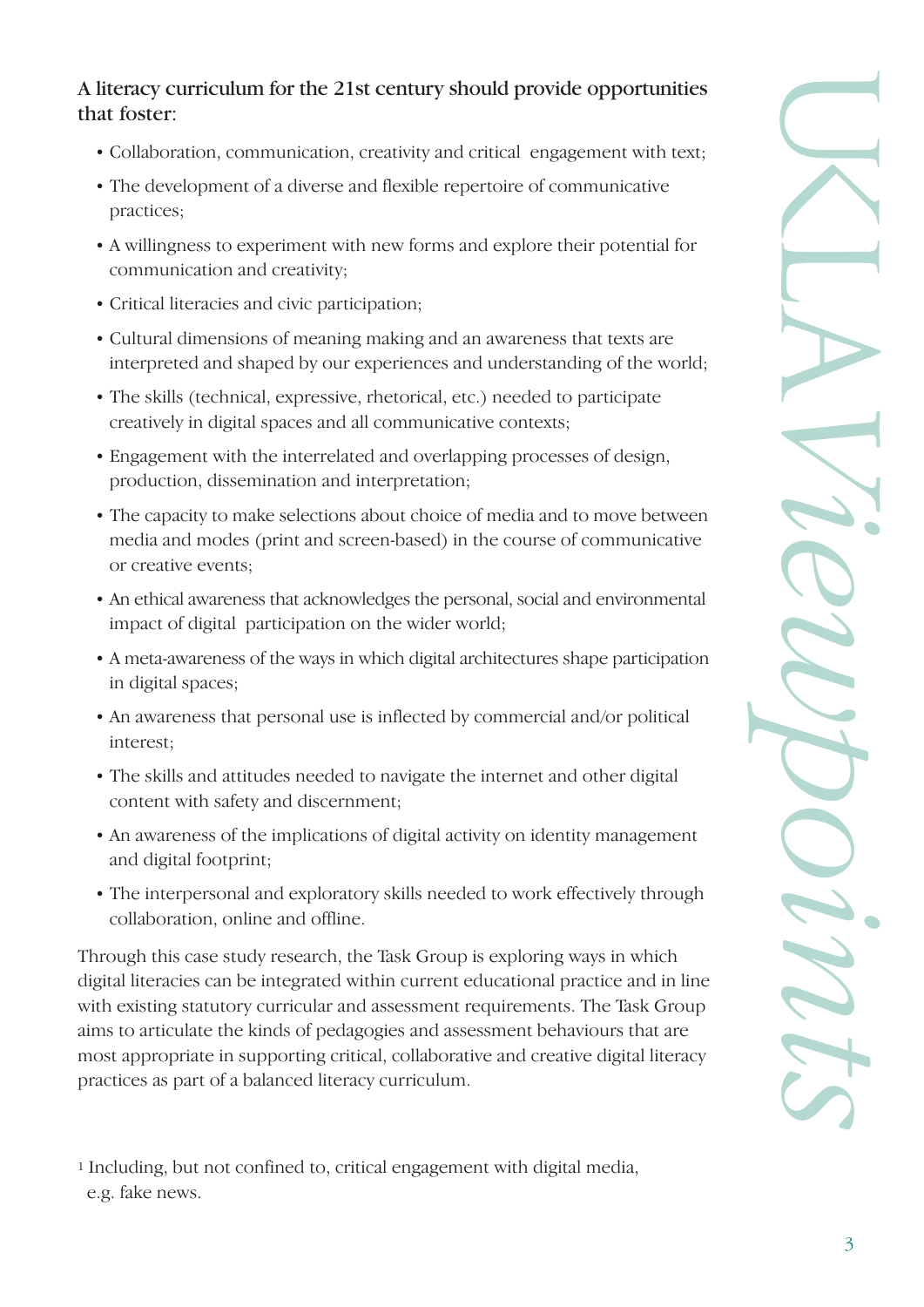**A literacy curriculum for the 21st century should provide opportunities that foster:**

- Collaboration, communication, creativity and critical engagement with text;
- The development of a diverse and flexible repertoire of communicative practices;
- A willingness to experiment with new forms and explore their potential for communication and creativity;
- Critical literacies and civic participation;
- Cultural dimensions of meaning making and an awareness that texts are interpreted and shaped by our experiences and understanding of the world;
- The skills (technical, expressive, rhetorical, etc.) needed to participate creatively in digital spaces and all communicative contexts;
- Engagement with the interrelated and overlapping processes of design, production, dissemination and interpretation;
- The capacity to make selections about choice of media and to move between media and modes (print and screen-based) in the course of communicative or creative events;
- An ethical awareness that acknowledges the personal, social and environmental impact of digital participation on the wider world;
- A meta-awareness of the ways in which digital architectures shape participation in digital spaces;
- An awareness that personal use is inflected by commercial and/or political interest;
- The skills and attitudes needed to navigate the internet and other digital content with safety and discernment;
- An awareness of the implications of digital activity on identity management and digital footprint;
- The interpersonal and exploratory skills needed to work effectively through collaboration, online and offline.

Through this case study research, the Task Group is exploring ways in which digital literacies can be integrated within current educational practice and in line with existing statutory curricular and assessment requirements. The Task Group aims to articulate the kinds of pedagogies and assessment behaviours that are most appropriate in supporting critical, collaborative and creative digital literacy practices as part of a balanced literacy curriculum.

[1] Including, but not confined to, critical engagement with digital media, e.g. fake news.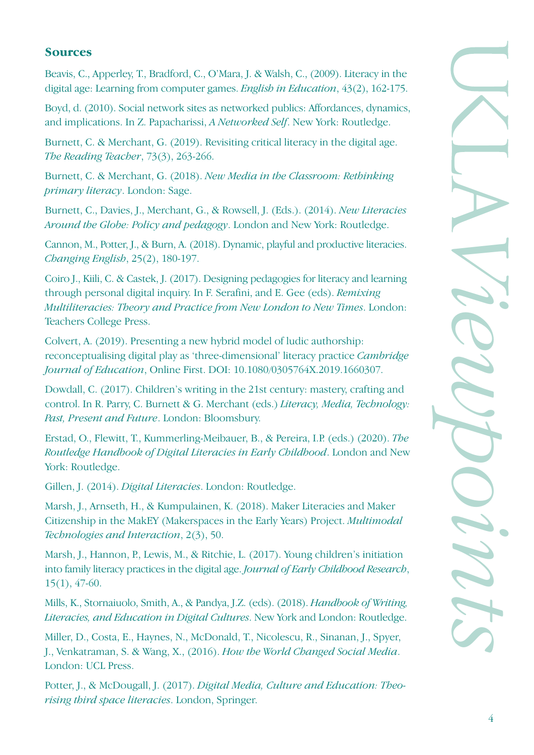## Sources

Beavis, C., Apperley, T., Bradford, C., O'Mara, J. & Walsh, C., (2009). Literacy in the digital age: Learning from computer games. *English in Education*, 43(2), 162-175.

Boyd, d. (2010). Social network sites as networked publics: Affordances, dynamics, and implications. In Z. Papacharissi, *A Networked Self*. New York: Routledge.

Burnett, C. & Merchant, G. (2019). Revisiting critical literacy in the digital age. *The Reading Teacher*, 73(3), 263-266.

Burnett, C. & Merchant, G. (2018). *New Media in the Classroom: Rethinking primary literacy*. London: Sage.

Burnett, C., Davies, J., Merchant, G., & Rowsell, J. (Eds.). (2014). *New Literacies Around the Globe: Policy and pedagogy*. London and New York: Routledge.

Cannon, M., Potter, J., & Burn, A. (2018). Dynamic, playful and productive literacies. *Changing English*, 25(2), 180-197.

Coiro J., Kiili, C. & Castek, J. (2017). Designing pedagogies for literacy and learning through personal digital inquiry. In F. Serafini, and E. Gee (eds). *Remixing Multiliteracies: Theory and Practice from New London to New Times*. London: Teachers College Press.

Colvert, A. (2019). Presenting a new hybrid model of ludic authorship: reconceptualising digital play as 'three-dimensional' literacy practice *Cambridge Journal of Education*, Online First. DOI: 10.1080/0305764X.2019.1660307.

Dowdall, C. (2017). Children's writing in the 21st century: mastery, crafting and control. In R. Parry, C. Burnett & G. Merchant (eds.) *Literacy, Media, Technology: Past, Present and Future*. London: Bloomsbury.

Erstad, O., Flewitt, T., Kummerling-Meibauer, B., & Pereira, I.P. (eds.) (2020). *The Routledge Handbook of Digital Literacies in Early Childhood*. London and New York: Routledge.

Gillen, J. (2014). *Digital Literacies*. London: Routledge.

Marsh, J., Arnseth, H., & Kumpulainen, K. (2018). Maker Literacies and Maker Citizenship in the MakEY (Makerspaces in the Early Years) Project. *Multimodal Technologies and Interaction*, 2(3), 50.

Marsh, J., Hannon, P., Lewis, M., & Ritchie, L. (2017). Young children's initiation into family literacy practices in the digital age. *Journal of Early Childhood Research*, 15(1), 47-60.

Mills, K., Stornaiuolo, Smith, A., & Pandya, J.Z. (eds). (2018). *Handbook of Writing, Literacies, and Education in Digital Cultures*. New York and London: Routledge.

Miller, D., Costa, E., Haynes, N., McDonald, T., Nicolescu, R., Sinanan, J., Spyer, J., Venkatraman, S. & Wang, X., (2016). *How the World Changed Social Media*. London: UCL Press.

Potter, J., & McDougall, J. (2017). *Digital Media, Culture and Education: Theorising third space literacies*. London, Springer.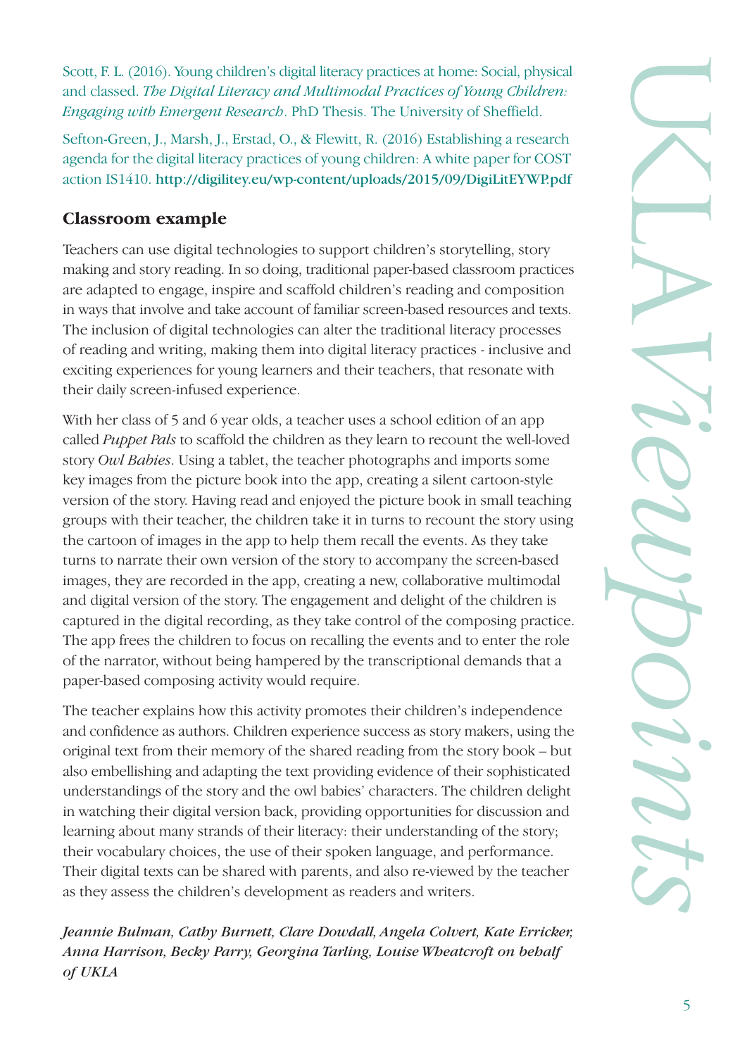Scott, F. L. (2016). Young children's digital literacy practices at home: Social, physical and classed. *The Digital Literacy and Multimodal Practices of Young Children: Engaging with Emergent Research*. PhD Thesis. The University of Sheffield.

Sefton-Green, J., Marsh, J., Erstad, O., & Flewitt, R. (2016) Establishing a research agenda for the digital literacy practices of young children: A white paper for COST action IS1410. http://digilitey.eu/wp-content/uploads/2015/09/DigiLitEYWP.pdf

## Classroom example

Teachers can use digital technologies to support children's storytelling, story making and story reading. In so doing, traditional paper-based classroom practices are adapted to engage, inspire and scaffold children's reading and composition in ways that involve and take account of familiar screen-based resources and texts. The inclusion of digital technologies can alter the traditional literacy processes of reading and writing, making them into digital literacy practices - inclusive and exciting experiences for young learners and their teachers, that resonate with their daily screen-infused experience.

With her class of 5 and 6 year olds, a teacher uses a school edition of an app called *Puppet Pals* to scaffold the children as they learn to recount the well-loved story *Owl Babies*. Using a tablet, the teacher photographs and imports some key images from the picture book into the app, creating a silent cartoon-style version of the story. Having read and enjoyed the picture book in small teaching groups with their teacher, the children take it in turns to recount the story using the cartoon of images in the app to help them recall the events. As they take turns to narrate their own version of the story to accompany the screen-based images, they are recorded in the app, creating a new, collaborative multimodal and digital version of the story. The engagement and delight of the children is captured in the digital recording, as they take control of the composing practice. The app frees the children to focus on recalling the events and to enter the role of the narrator, without being hampered by the transcriptional demands that a paper-based composing activity would require.

The teacher explains how this activity promotes their children's independence and confidence as authors. Children experience success as story makers, using the original text from their memory of the shared reading from the story book – but also embellishing and adapting the text providing evidence of their sophisticated understandings of the story and the owl babies' characters. The children delight in watching their digital version back, providing opportunities for discussion and learning about many strands of their literacy: their understanding of the story; their vocabulary choices, the use of their spoken language, and performance. Their digital texts can be shared with parents, and also re-viewed by the teacher as they assess the children's development as readers and writers.

***Jeannie Bulman, Cathy Burnett, Clare Dowdall, Angela Colvert, Kate Erricker, Anna Harrison, Becky Parry, Georgina Tarling, Louise Wheatcroft on behalf of UKLA***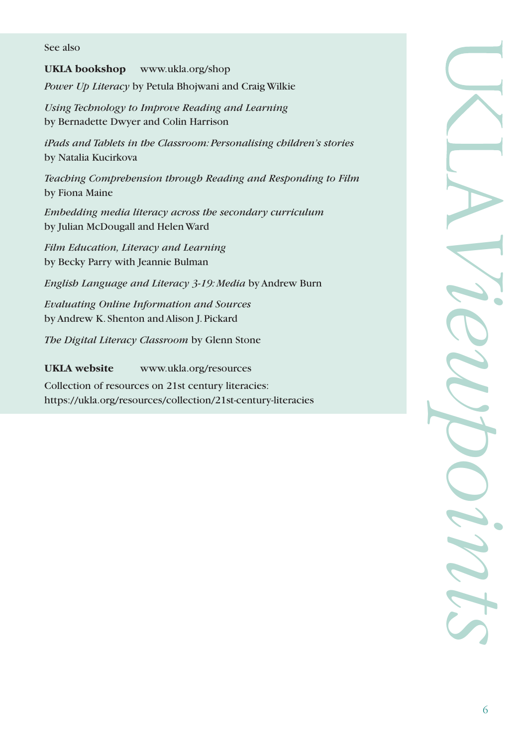See also

**UKLA bookshop** www.ukla.org/shop

*Power Up Literacy* by Petula Bhojwani and Craig Wilkie

*Using Technology to Improve Reading and Learning* by Bernadette Dwyer and Colin Harrison

*iPads and Tablets in the Classroom: Personalising children's stories* by Natalia Kucirkova

*Teaching Comprehension through Reading and Responding to Film* by Fiona Maine

*Embedding media literacy across the secondary curriculum* by Julian McDougall and Helen Ward

*Film Education, Literacy and Learning* by Becky Parry with Jeannie Bulman

*English Language and Literacy 3-19: Media* by Andrew Burn

*Evaluating Online Information and Sources* by Andrew K. Shenton and Alison J. Pickard

*The Digital Literacy Classroom* by Glenn Stone

**UKLA website** www.ukla.org/resources

Collection of resources on 21st century literacies: https://ukla.org/resources/collection/21st-century-literacies

UKLA*Viewpoints*